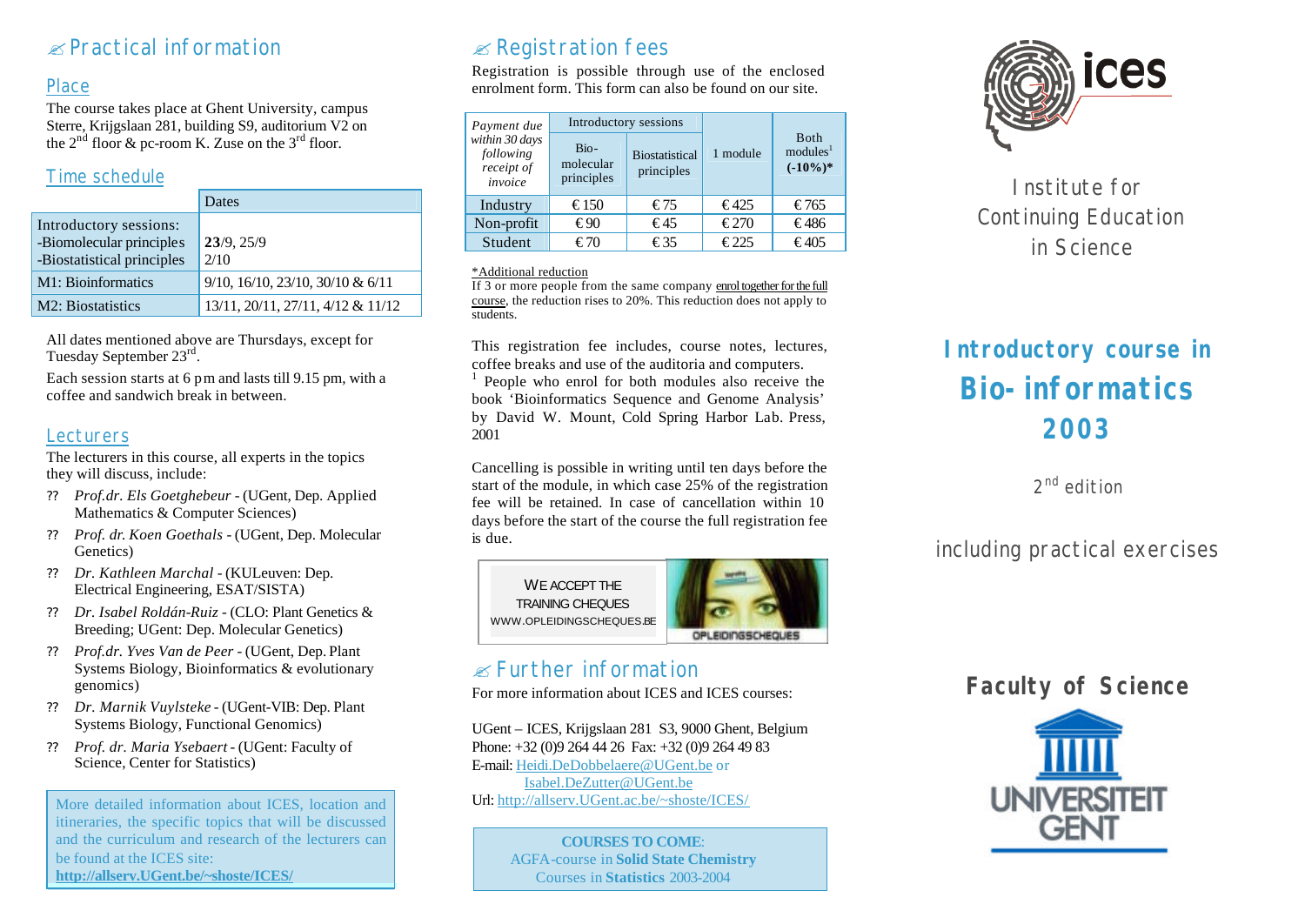## Practical information

### Place

The course takes place at Ghent University, campus Sterre, Krijgslaan 281, building S9, auditorium V2 on the 2nd floor & pc-room K. Zuse on the 3rd floor.

### Time schedule

| | Dates |
|---|---|
| Introductory sessions:<br>-Biomolecular principles<br>-Biostatistical principles | **23**/9, 25/9<br>2/10 |
| M1: Bioinformatics | 9/10, 16/10, 23/10, 30/10 & 6/11 |
| M2: Biostatistics | 13/11, 20/11, 27/11, 4/12 & 11/12 |

All dates mentioned above are Thursdays, except for Tuesday September 23rd.

Each session starts at 6 pm and lasts till 9.15 pm, with a coffee and sandwich break in between.

### Lecturers

The lecturers in this course, all experts in the topics they will discuss, include:

- *Prof.dr. Els Goetghebeur* - (UGent, Dep. Applied Mathematics & Computer Sciences)
- *Prof. dr. Koen Goethals* - (UGent, Dep. Molecular Genetics)
- *Dr. Kathleen Marchal* - (KULeuven: Dep. Electrical Engineering, ESAT/SISTA)
- *Dr. Isabel Roldán-Ruiz* - (CLO: Plant Genetics & Breeding; UGent: Dep. Molecular Genetics)
- *Prof.dr. Yves Van de Peer* - (UGent, Dep. Plant Systems Biology, Bioinformatics & evolutionary genomics)
- *Dr. Marnik Vuylsteke* - (UGent-VIB: Dep. Plant Systems Biology, Functional Genomics)
- *Prof. dr. Maria Ysebaert* - (UGent: Faculty of Science, Center for Statistics)

More detailed information about ICES, location and itineraries, the specific topics that will be discussed and the curriculum and research of the lecturers can be found at the ICES site: **http://allserv.UGent.be/~shoste/ICES/**

## Registration fees

Registration is possible through use of the enclosed enrolment form. This form can also be found on our site.

| *Payment due within 30 days following receipt of invoice* | Introductory sessions | | 1 module | Both modules[1] **(-10%)*** |
|---|---|---|---|---|
| | Bio-molecular principles | Biostatistical principles | | |
| Industry | €150 | €75 | €425 | €765 |
| Non-profit | €90 | €45 | €270 | €486 |
| Student | €70 | €35 | €225 | €405 |

*Additional reduction
If 3 or more people from the same company enrol together for the full course, the reduction rises to 20%. This reduction does not apply to students.

This registration fee includes, course notes, lectures, coffee breaks and use of the auditoria and computers.
[1] People who enrol for both modules also receive the book 'Bioinformatics Sequence and Genome Analysis' by David W. Mount, Cold Spring Harbor Lab. Press, 2001

Cancelling is possible in writing until ten days before the start of the module, in which case 25% of the registration fee will be retained. In case of cancellation within 10 days before the start of the course the full registration fee is due.

WE ACCEPT THE TRAINING CHEQUES
WWW.OPLEIDINGSCHEQUES.BE
OPLEIDINGSCHEQUES

## Further information

For more information about ICES and ICES courses:

UGent – ICES, Krijgslaan 281 S3, 9000 Ghent, Belgium
Phone: +32 (0)9 264 44 26 Fax: +32 (0)9 264 49 83
E-mail: Heidi.DeDobbelaere@UGent.be or Isabel.DeZutter@UGent.be
Url: http://allserv.UGent.ac.be/~shoste/ICES/

**COURSES TO COME**:
AGFA-course in **Solid State Chemistry**
Courses in **Statistics** 2003-2004

ices

Institute for Continuing Education in Science

# Introductory course in Bio-informatics 2003

2nd edition

including practical exercises

**Faculty of Science**

UNIVERSITEIT GENT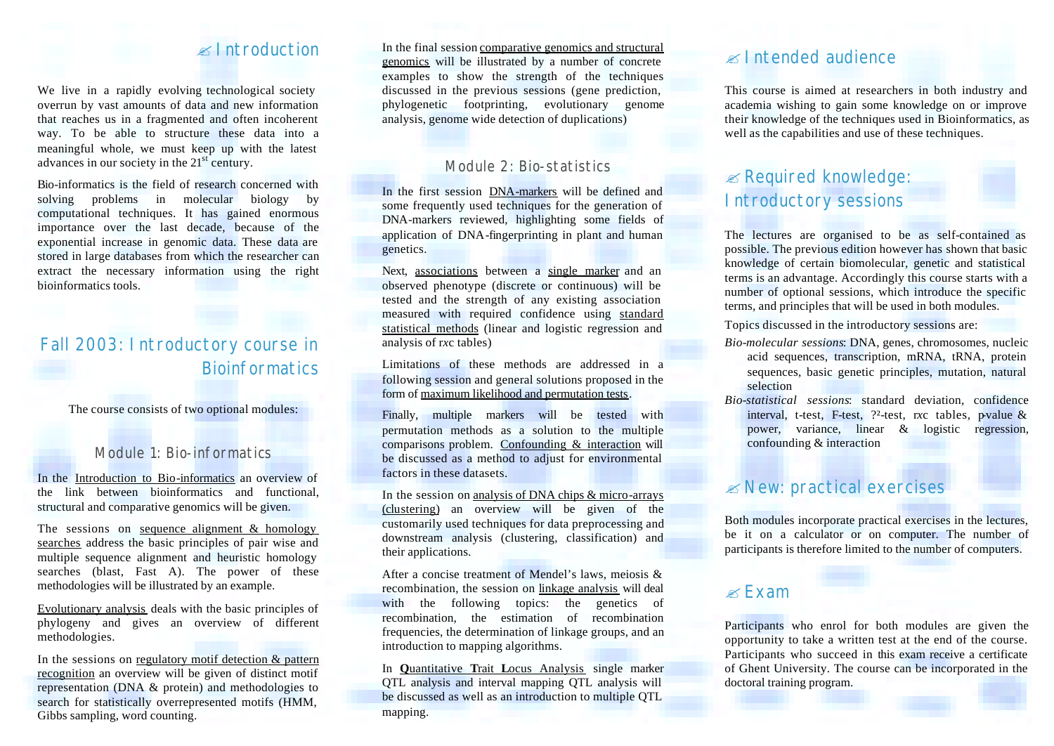# ✍ Introduction

We live in a rapidly evolving technological society overrun by vast amounts of data and new information that reaches us in a fragmented and often incoherent way. To be able to structure these data into a meaningful whole, we must keep up with the latest advances in our society in the 21st century.

Bio-informatics is the field of research concerned with solving problems in molecular biology by computational techniques. It has gained enormous importance over the last decade, because of the exponential increase in genomic data. These data are stored in large databases from which the researcher can extract the necessary information using the right bioinformatics tools.

# Fall 2003: Introductory course in Bioinformatics

The course consists of two optional modules:

## Module 1: Bio-informatics

In the Introduction to Bio-informatics an overview of the link between bioinformatics and functional, structural and comparative genomics will be given.

The sessions on sequence alignment & homology searches address the basic principles of pair wise and multiple sequence alignment and heuristic homology searches (blast, Fast A). The power of these methodologies will be illustrated by an example.

Evolutionary analysis deals with the basic principles of phylogeny and gives an overview of different methodologies.

In the sessions on regulatory motif detection & pattern recognition an overview will be given of distinct motif representation (DNA & protein) and methodologies to search for statistically overrepresented motifs (HMM, Gibbs sampling, word counting.

In the final session comparative genomics and structural genomics will be illustrated by a number of concrete examples to show the strength of the techniques discussed in the previous sessions (gene prediction, phylogenetic footprinting, evolutionary genome analysis, genome wide detection of duplications)

## Module 2: Bio-statistics

In the first session DNA-markers will be defined and some frequently used techniques for the generation of DNA-markers reviewed, highlighting some fields of application of DNA-fingerprinting in plant and human genetics.

Next, associations between a single marker and an observed phenotype (discrete or continuous) will be tested and the strength of any existing association measured with required confidence using standard statistical methods (linear and logistic regression and analysis of *r*x*c* tables)

Limitations of these methods are addressed in a following session and general solutions proposed in the form of maximum likelihood and permutation tests.

Finally, multiple markers will be tested with permutation methods as a solution to the multiple comparisons problem. Confounding & interaction will be discussed as a method to adjust for environmental factors in these datasets.

In the session on analysis of DNA chips & micro-arrays (clustering) an overview will be given of the customarily used techniques for data preprocessing and downstream analysis (clustering, classification) and their applications.

After a concise treatment of Mendel's laws, meiosis & recombination, the session on linkage analysis will deal with the following topics: the genetics of recombination, the estimation of recombination frequencies, the determination of linkage groups, and an introduction to mapping algorithms.

In **Q**uantitative **T**rait **L**ocus Analysis single marker QTL analysis and interval mapping QTL analysis will be discussed as well as an introduction to multiple QTL mapping.

# ✍ Intended audience

This course is aimed at researchers in both industry and academia wishing to gain some knowledge on or improve their knowledge of the techniques used in Bioinformatics, as well as the capabilities and use of these techniques.

# ✍ Required knowledge: Introductory sessions

The lectures are organised to be as self-contained as possible. The previous edition however has shown that basic knowledge of certain biomolecular, genetic and statistical terms is an advantage. Accordingly this course starts with a number of optional sessions, which introduce the specific terms, and principles that will be used in both modules.

Topics discussed in the introductory sessions are:

*Bio-molecular sessions*: DNA, genes, chromosomes, nucleic acid sequences, transcription, mRNA, tRNA, protein sequences, basic genetic principles, mutation, natural selection

*Bio-statistical sessions*: standard deviation, confidence interval, t-test, F-test, ?²-test, *r*x*c* tables, p-value & power, variance, linear & logistic regression, confounding & interaction

# ✍ New: practical exercises

Both modules incorporate practical exercises in the lectures, be it on a calculator or on computer. The number of participants is therefore limited to the number of computers.

# ✍ Exam

Participants who enrol for both modules are given the opportunity to take a written test at the end of the course. Participants who succeed in this exam receive a certificate of Ghent University. The course can be incorporated in the doctoral training program.